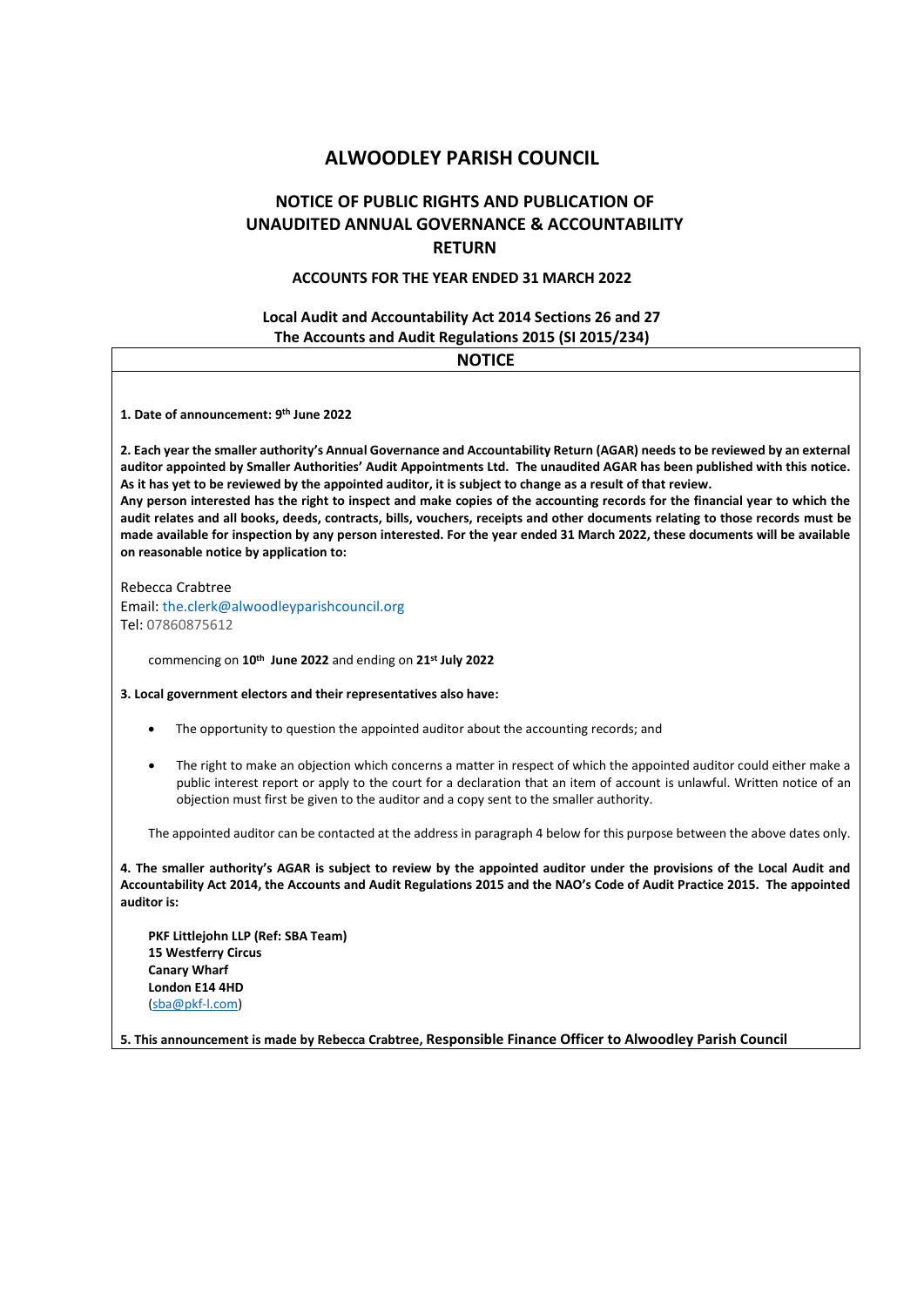# ALWOODLEY PARISH COUNCIL

## NOTICE OF PUBLIC RIGHTS AND PUBLICATION OF UNAUDITED ANNUAL GOVERNANCE & ACCOUNTABILITY RETURN

### ACCOUNTS FOR THE YEAR ENDED 31 MARCH 2022

### Local Audit and Accountability Act 2014 Sections 26 and 27
### The Accounts and Audit Regulations 2015 (SI 2015/234)

## NOTICE

**1. Date of announcement: 9th June 2022**

**2. Each year the smaller authority's Annual Governance and Accountability Return (AGAR) needs to be reviewed by an external auditor appointed by Smaller Authorities' Audit Appointments Ltd. The unaudited AGAR has been published with this notice. As it has yet to be reviewed by the appointed auditor, it is subject to change as a result of that review.**
**Any person interested has the right to inspect and make copies of the accounting records for the financial year to which the audit relates and all books, deeds, contracts, bills, vouchers, receipts and other documents relating to those records must be made available for inspection by any person interested. For the year ended 31 March 2022, these documents will be available on reasonable notice by application to:**

Rebecca Crabtree
Email: the.clerk@alwoodleyparishcouncil.org
Tel: 07860875612

commencing on **10th June 2022** and ending on **21st July 2022**

**3. Local government electors and their representatives also have:**

- The opportunity to question the appointed auditor about the accounting records; and
- The right to make an objection which concerns a matter in respect of which the appointed auditor could either make a public interest report or apply to the court for a declaration that an item of account is unlawful. Written notice of an objection must first be given to the auditor and a copy sent to the smaller authority.

The appointed auditor can be contacted at the address in paragraph 4 below for this purpose between the above dates only.

**4. The smaller authority's AGAR is subject to review by the appointed auditor under the provisions of the Local Audit and Accountability Act 2014, the Accounts and Audit Regulations 2015 and the NAO's Code of Audit Practice 2015. The appointed auditor is:**

**PKF Littlejohn LLP (Ref: SBA Team)**
**15 Westferry Circus**
**Canary Wharf**
**London E14 4HD**
(sba@pkf-l.com)

**5. This announcement is made by Rebecca Crabtree, Responsible Finance Officer to Alwoodley Parish Council**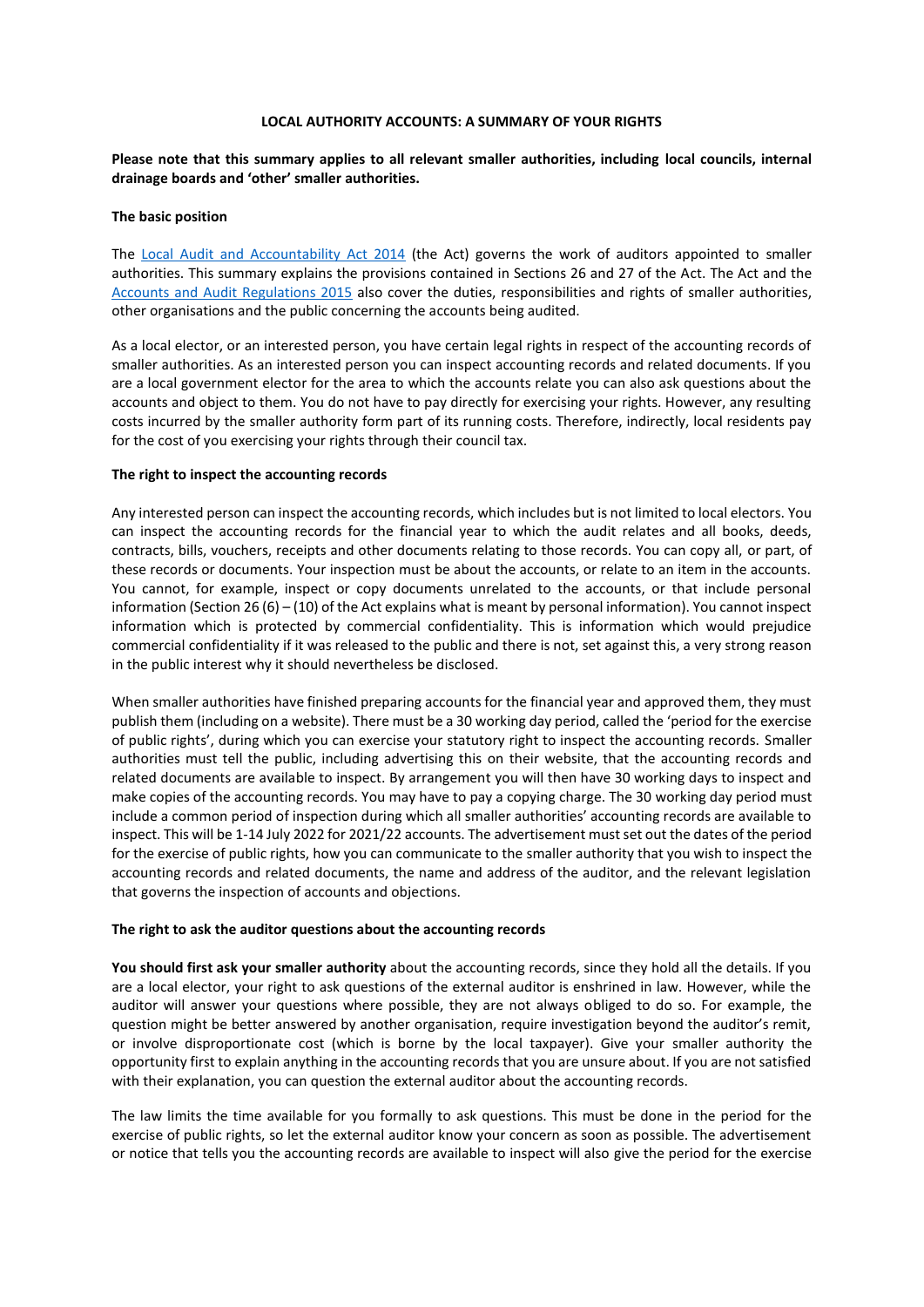**LOCAL AUTHORITY ACCOUNTS: A SUMMARY OF YOUR RIGHTS**

**Please note that this summary applies to all relevant smaller authorities, including local councils, internal drainage boards and 'other' smaller authorities.**

**The basic position**

The [Local Audit and Accountability Act 2014](https://www.legislation.gov.uk/ukpga/2014/2/contents) (the Act) governs the work of auditors appointed to smaller authorities. This summary explains the provisions contained in Sections 26 and 27 of the Act. The Act and the [Accounts and Audit Regulations 2015](https://www.legislation.gov.uk/uksi/2015/234/contents/made) also cover the duties, responsibilities and rights of smaller authorities, other organisations and the public concerning the accounts being audited.

As a local elector, or an interested person, you have certain legal rights in respect of the accounting records of smaller authorities. As an interested person you can inspect accounting records and related documents. If you are a local government elector for the area to which the accounts relate you can also ask questions about the accounts and object to them. You do not have to pay directly for exercising your rights. However, any resulting costs incurred by the smaller authority form part of its running costs. Therefore, indirectly, local residents pay for the cost of you exercising your rights through their council tax.

**The right to inspect the accounting records**

Any interested person can inspect the accounting records, which includes but is not limited to local electors. You can inspect the accounting records for the financial year to which the audit relates and all books, deeds, contracts, bills, vouchers, receipts and other documents relating to those records. You can copy all, or part, of these records or documents. Your inspection must be about the accounts, or relate to an item in the accounts. You cannot, for example, inspect or copy documents unrelated to the accounts, or that include personal information (Section 26 (6) – (10) of the Act explains what is meant by personal information). You cannot inspect information which is protected by commercial confidentiality. This is information which would prejudice commercial confidentiality if it was released to the public and there is not, set against this, a very strong reason in the public interest why it should nevertheless be disclosed.

When smaller authorities have finished preparing accounts for the financial year and approved them, they must publish them (including on a website). There must be a 30 working day period, called the 'period for the exercise of public rights', during which you can exercise your statutory right to inspect the accounting records. Smaller authorities must tell the public, including advertising this on their website, that the accounting records and related documents are available to inspect. By arrangement you will then have 30 working days to inspect and make copies of the accounting records. You may have to pay a copying charge. The 30 working day period must include a common period of inspection during which all smaller authorities' accounting records are available to inspect. This will be 1-14 July 2022 for 2021/22 accounts. The advertisement must set out the dates of the period for the exercise of public rights, how you can communicate to the smaller authority that you wish to inspect the accounting records and related documents, the name and address of the auditor, and the relevant legislation that governs the inspection of accounts and objections.

**The right to ask the auditor questions about the accounting records**

**You should first ask your smaller authority** about the accounting records, since they hold all the details. If you are a local elector, your right to ask questions of the external auditor is enshrined in law. However, while the auditor will answer your questions where possible, they are not always obliged to do so. For example, the question might be better answered by another organisation, require investigation beyond the auditor's remit, or involve disproportionate cost (which is borne by the local taxpayer). Give your smaller authority the opportunity first to explain anything in the accounting records that you are unsure about. If you are not satisfied with their explanation, you can question the external auditor about the accounting records.

The law limits the time available for you formally to ask questions. This must be done in the period for the exercise of public rights, so let the external auditor know your concern as soon as possible. The advertisement or notice that tells you the accounting records are available to inspect will also give the period for the exercise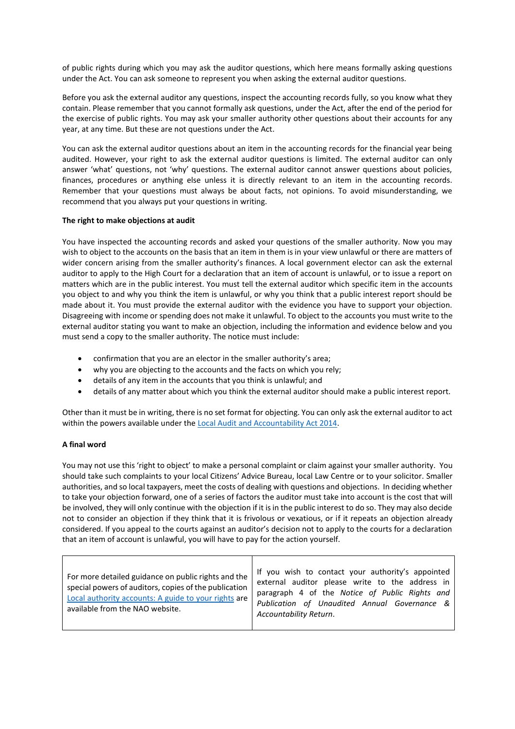of public rights during which you may ask the auditor questions, which here means formally asking questions under the Act. You can ask someone to represent you when asking the external auditor questions.

Before you ask the external auditor any questions, inspect the accounting records fully, so you know what they contain. Please remember that you cannot formally ask questions, under the Act, after the end of the period for the exercise of public rights. You may ask your smaller authority other questions about their accounts for any year, at any time. But these are not questions under the Act.

You can ask the external auditor questions about an item in the accounting records for the financial year being audited. However, your right to ask the external auditor questions is limited. The external auditor can only answer 'what' questions, not 'why' questions. The external auditor cannot answer questions about policies, finances, procedures or anything else unless it is directly relevant to an item in the accounting records. Remember that your questions must always be about facts, not opinions. To avoid misunderstanding, we recommend that you always put your questions in writing.

**The right to make objections at audit**

You have inspected the accounting records and asked your questions of the smaller authority. Now you may wish to object to the accounts on the basis that an item in them is in your view unlawful or there are matters of wider concern arising from the smaller authority's finances. A local government elector can ask the external auditor to apply to the High Court for a declaration that an item of account is unlawful, or to issue a report on matters which are in the public interest. You must tell the external auditor which specific item in the accounts you object to and why you think the item is unlawful, or why you think that a public interest report should be made about it. You must provide the external auditor with the evidence you have to support your objection. Disagreeing with income or spending does not make it unlawful. To object to the accounts you must write to the external auditor stating you want to make an objection, including the information and evidence below and you must send a copy to the smaller authority. The notice must include:

- confirmation that you are an elector in the smaller authority's area;
- why you are objecting to the accounts and the facts on which you rely;
- details of any item in the accounts that you think is unlawful; and
- details of any matter about which you think the external auditor should make a public interest report.

Other than it must be in writing, there is no set format for objecting. You can only ask the external auditor to act within the powers available under the Local Audit and Accountability Act 2014.

**A final word**

You may not use this 'right to object' to make a personal complaint or claim against your smaller authority. You should take such complaints to your local Citizens' Advice Bureau, local Law Centre or to your solicitor. Smaller authorities, and so local taxpayers, meet the costs of dealing with questions and objections. In deciding whether to take your objection forward, one of a series of factors the auditor must take into account is the cost that will be involved, they will only continue with the objection if it is in the public interest to do so. They may also decide not to consider an objection if they think that it is frivolous or vexatious, or if it repeats an objection already considered. If you appeal to the courts against an auditor's decision not to apply to the courts for a declaration that an item of account is unlawful, you will have to pay for the action yourself.

| | |
|---|---|
| For more detailed guidance on public rights and the special powers of auditors, copies of the publication Local authority accounts: A guide to your rights are available from the NAO website. | If you wish to contact your authority's appointed external auditor please write to the address in paragraph 4 of the *Notice of Public Rights and Publication of Unaudited Annual Governance & Accountability Return*. |